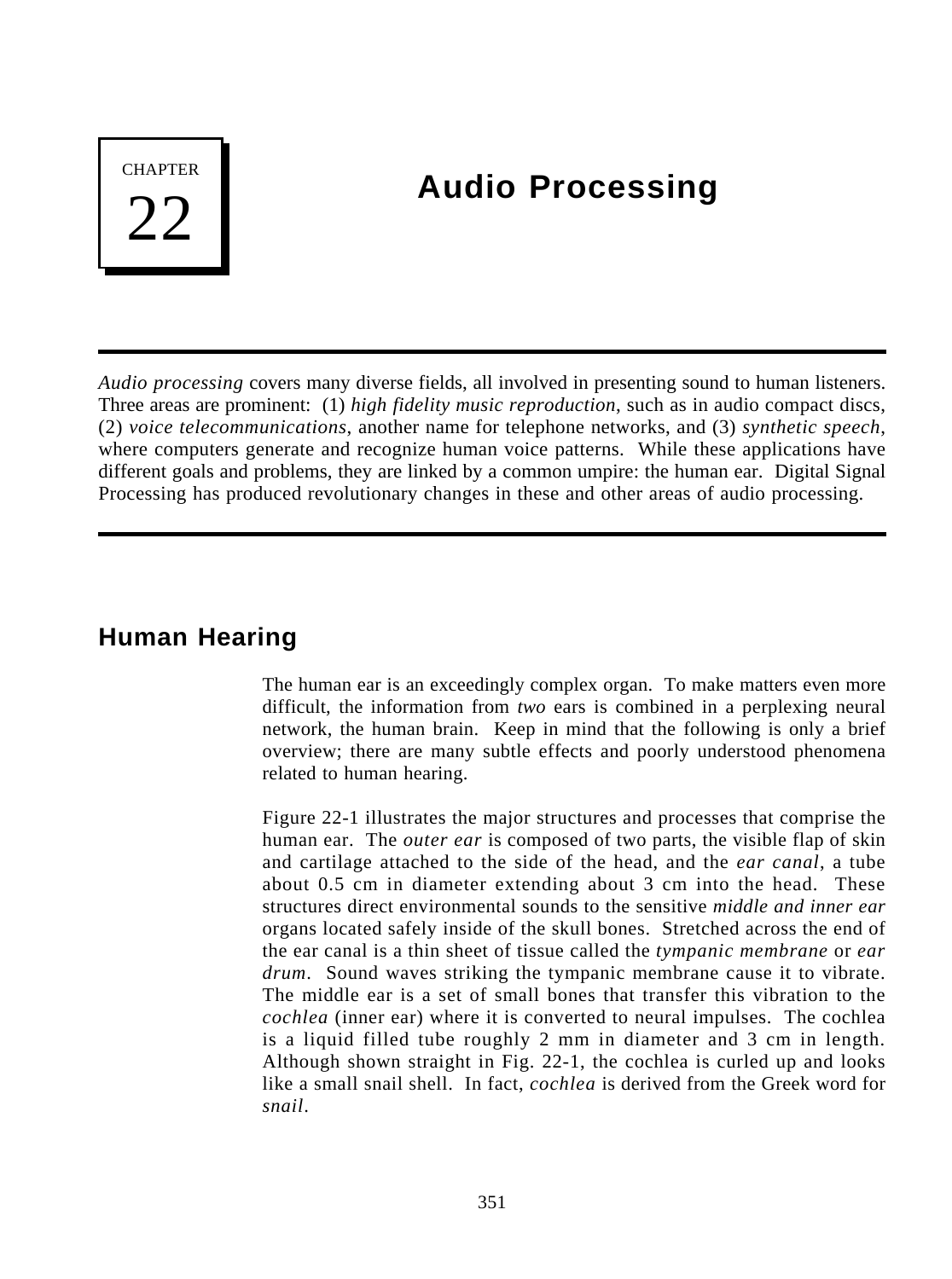# CHAPTER 22

# Audio Processing

*Audio processing* covers many diverse fields, all involved in presenting sound to human listeners. Three areas are prominent: (1) *high fidelity music reproduction*, such as in audio compact discs, (2) *voice telecommunications*, another name for telephone networks, and (3) *synthetic speech*, where computers generate and recognize human voice patterns. While these applications have different goals and problems, they are linked by a common umpire: the human ear. Digital Signal Processing has produced revolutionary changes in these and other areas of audio processing.

## Human Hearing

The human ear is an exceedingly complex organ. To make matters even more difficult, the information from *two* ears is combined in a perplexing neural network, the human brain. Keep in mind that the following is only a brief overview; there are many subtle effects and poorly understood phenomena related to human hearing.

Figure 22-1 illustrates the major structures and processes that comprise the human ear. The *outer ear* is composed of two parts, the visible flap of skin and cartilage attached to the side of the head, and the *ear canal*, a tube about 0.5 cm in diameter extending about 3 cm into the head. These structures direct environmental sounds to the sensitive *middle and inner ear* organs located safely inside of the skull bones. Stretched across the end of the ear canal is a thin sheet of tissue called the *tympanic membrane* or *ear drum*. Sound waves striking the tympanic membrane cause it to vibrate. The middle ear is a set of small bones that transfer this vibration to the *cochlea* (inner ear) where it is converted to neural impulses. The cochlea is a liquid filled tube roughly 2 mm in diameter and 3 cm in length. Although shown straight in Fig. 22-1, the cochlea is curled up and looks like a small snail shell. In fact, *cochlea* is derived from the Greek word for *snail*.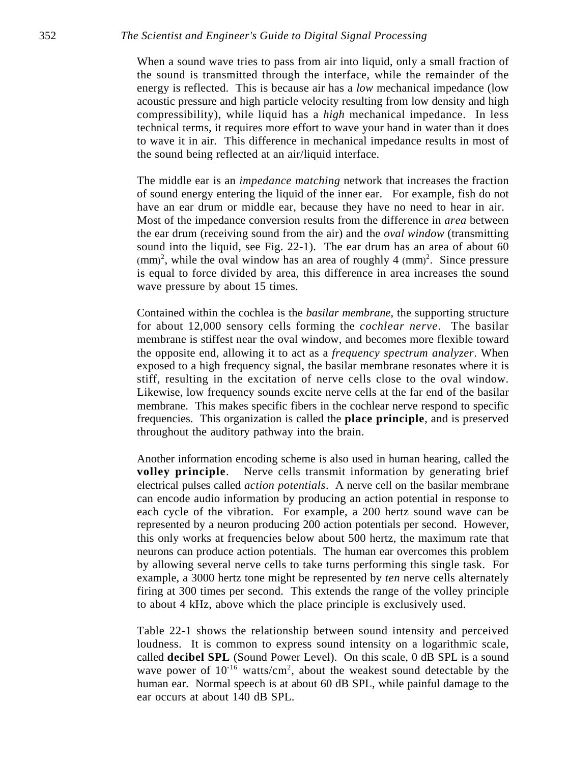When a sound wave tries to pass from air into liquid, only a small fraction of the sound is transmitted through the interface, while the remainder of the energy is reflected. This is because air has a *low* mechanical impedance (low acoustic pressure and high particle velocity resulting from low density and high compressibility), while liquid has a *high* mechanical impedance. In less technical terms, it requires more effort to wave your hand in water than it does to wave it in air. This difference in mechanical impedance results in most of the sound being reflected at an air/liquid interface.

The middle ear is an *impedance matching* network that increases the fraction of sound energy entering the liquid of the inner ear. For example, fish do not have an ear drum or middle ear, because they have no need to hear in air. Most of the impedance conversion results from the difference in *area* between the ear drum (receiving sound from the air) and the *oval window* (transmitting sound into the liquid, see Fig. 22-1). The ear drum has an area of about 60 $(mm)^2$, while the oval window has an area of roughly 4 $(mm)^2$. Since pressure is equal to force divided by area, this difference in area increases the sound wave pressure by about 15 times.

Contained within the cochlea is the *basilar membrane*, the supporting structure for about 12,000 sensory cells forming the *cochlear nerve*. The basilar membrane is stiffest near the oval window, and becomes more flexible toward the opposite end, allowing it to act as a *frequency spectrum analyzer*. When exposed to a high frequency signal, the basilar membrane resonates where it is stiff, resulting in the excitation of nerve cells close to the oval window. Likewise, low frequency sounds excite nerve cells at the far end of the basilar membrane. This makes specific fibers in the cochlear nerve respond to specific frequencies. This organization is called the **place principle**, and is preserved throughout the auditory pathway into the brain.

Another information encoding scheme is also used in human hearing, called the **volley principle**. Nerve cells transmit information by generating brief electrical pulses called *action potentials*. A nerve cell on the basilar membrane can encode audio information by producing an action potential in response to each cycle of the vibration. For example, a 200 hertz sound wave can be represented by a neuron producing 200 action potentials per second. However, this only works at frequencies below about 500 hertz, the maximum rate that neurons can produce action potentials. The human ear overcomes this problem by allowing several nerve cells to take turns performing this single task. For example, a 3000 hertz tone might be represented by *ten* nerve cells alternately firing at 300 times per second. This extends the range of the volley principle to about 4 kHz, above which the place principle is exclusively used.

Table 22-1 shows the relationship between sound intensity and perceived loudness. It is common to express sound intensity on a logarithmic scale, called **decibel SPL** (Sound Power Level). On this scale, 0 dB SPL is a sound wave power of $10^{-16}$ watts/cm$^2$, about the weakest sound detectable by the human ear. Normal speech is at about 60 dB SPL, while painful damage to the ear occurs at about 140 dB SPL.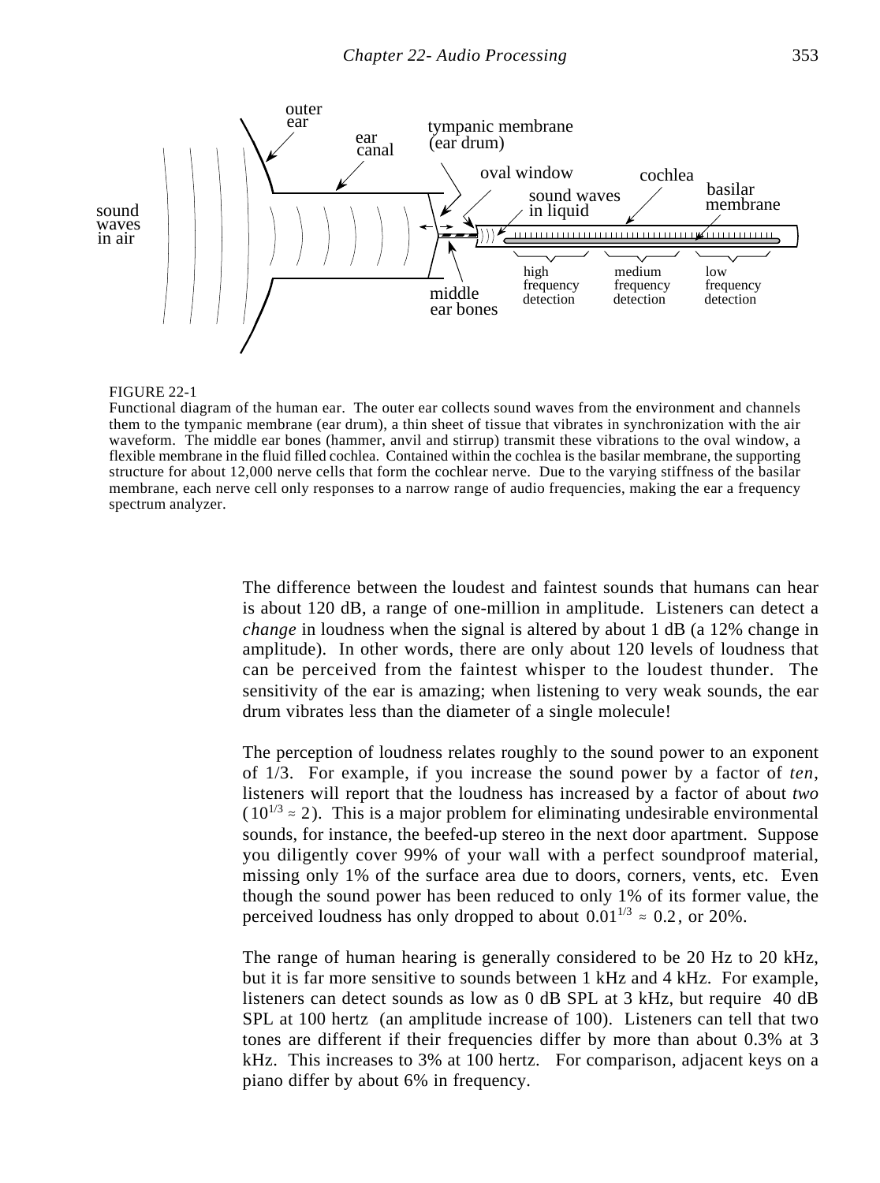FIGURE 22-1
Functional diagram of the human ear. The outer ear collects sound waves from the environment and channels them to the tympanic membrane (ear drum), a thin sheet of tissue that vibrates in synchronization with the air waveform. The middle ear bones (hammer, anvil and stirrup) transmit these vibrations to the oval window, a flexible membrane in the fluid filled cochlea. Contained within the cochlea is the basilar membrane, the supporting structure for about 12,000 nerve cells that form the cochlear nerve. Due to the varying stiffness of the basilar membrane, each nerve cell only responses to a narrow range of audio frequencies, making the ear a frequency spectrum analyzer.

The difference between the loudest and faintest sounds that humans can hear is about 120 dB, a range of one-million in amplitude. Listeners can detect a *change* in loudness when the signal is altered by about 1 dB (a 12% change in amplitude). In other words, there are only about 120 levels of loudness that can be perceived from the faintest whisper to the loudest thunder. The sensitivity of the ear is amazing; when listening to very weak sounds, the ear drum vibrates less than the diameter of a single molecule!

The perception of loudness relates roughly to the sound power to an exponent of 1/3. For example, if you increase the sound power by a factor of *ten*, listeners will report that the loudness has increased by a factor of about *two* ($10^{1/3} \approx 2$). This is a major problem for eliminating undesirable environmental sounds, for instance, the beefed-up stereo in the next door apartment. Suppose you diligently cover 99% of your wall with a perfect soundproof material, missing only 1% of the surface area due to doors, corners, vents, etc. Even though the sound power has been reduced to only 1% of its former value, the perceived loudness has only dropped to about $0.01^{1/3} \approx 0.2$, or 20%.

The range of human hearing is generally considered to be 20 Hz to 20 kHz, but it is far more sensitive to sounds between 1 kHz and 4 kHz. For example, listeners can detect sounds as low as 0 dB SPL at 3 kHz, but require 40 dB SPL at 100 hertz (an amplitude increase of 100). Listeners can tell that two tones are different if their frequencies differ by more than about 0.3% at 3 kHz. This increases to 3% at 100 hertz. For comparison, adjacent keys on a piano differ by about 6% in frequency.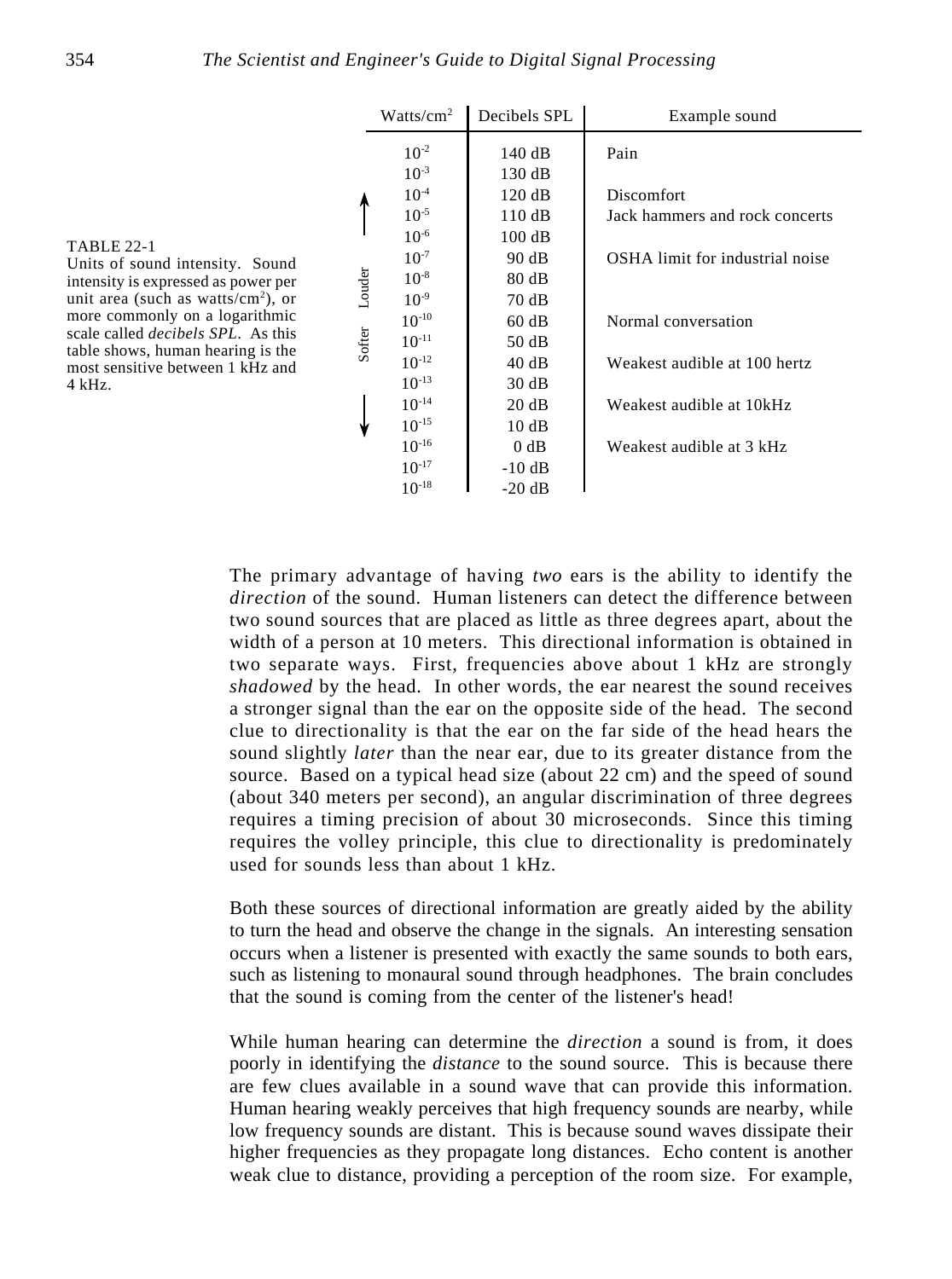TABLE 22-1
Units of sound intensity. Sound intensity is expressed as power per unit area (such as watts/cm$^2$), or more commonly on a logarithmic scale called *decibels SPL*. As this table shows, human hearing is the most sensitive between 1 kHz and 4 kHz.

| Watts/cm$^2$ | Decibels SPL | Example sound |
|---|---|---|
| $10^{-2}$ | 140 dB | Pain |
| $10^{-3}$ | 130 dB | |
| $10^{-4}$ | 120 dB | Discomfort |
| $10^{-5}$ | 110 dB | Jack hammers and rock concerts |
| $10^{-6}$ | 100 dB | |
| $10^{-7}$ | 90 dB | OSHA limit for industrial noise |
| $10^{-8}$ | 80 dB | |
| $10^{-9}$ | 70 dB | |
| $10^{-10}$ | 60 dB | Normal conversation |
| $10^{-11}$ | 50 dB | |
| $10^{-12}$ | 40 dB | Weakest audible at 100 hertz |
| $10^{-13}$ | 30 dB | |
| $10^{-14}$ | 20 dB | Weakest audible at 10kHz |
| $10^{-15}$ | 10 dB | |
| $10^{-16}$ | 0 dB | Weakest audible at 3 kHz |
| $10^{-17}$ | -10 dB | |
| $10^{-18}$ | -20 dB | |

(Louder ↑ / Softer ↓)

The primary advantage of having *two* ears is the ability to identify the *direction* of the sound. Human listeners can detect the difference between two sound sources that are placed as little as three degrees apart, about the width of a person at 10 meters. This directional information is obtained in two separate ways. First, frequencies above about 1 kHz are strongly *shadowed* by the head. In other words, the ear nearest the sound receives a stronger signal than the ear on the opposite side of the head. The second clue to directionality is that the ear on the far side of the head hears the sound slightly *later* than the near ear, due to its greater distance from the source. Based on a typical head size (about 22 cm) and the speed of sound (about 340 meters per second), an angular discrimination of three degrees requires a timing precision of about 30 microseconds. Since this timing requires the volley principle, this clue to directionality is predominately used for sounds less than about 1 kHz.

Both these sources of directional information are greatly aided by the ability to turn the head and observe the change in the signals. An interesting sensation occurs when a listener is presented with exactly the same sounds to both ears, such as listening to monaural sound through headphones. The brain concludes that the sound is coming from the center of the listener's head!

While human hearing can determine the *direction* a sound is from, it does poorly in identifying the *distance* to the sound source. This is because there are few clues available in a sound wave that can provide this information. Human hearing weakly perceives that high frequency sounds are nearby, while low frequency sounds are distant. This is because sound waves dissipate their higher frequencies as they propagate long distances. Echo content is another weak clue to distance, providing a perception of the room size. For example,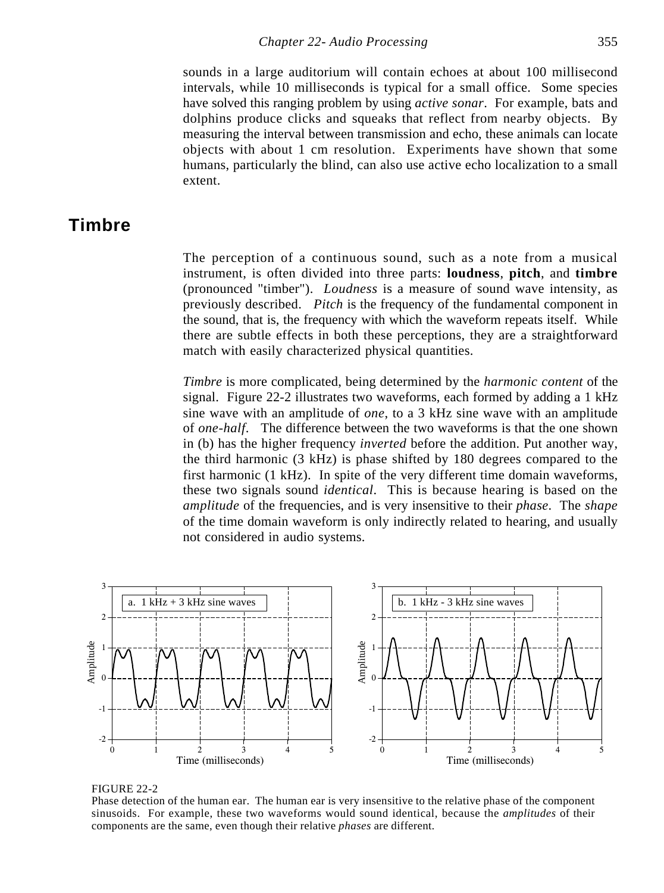sounds in a large auditorium will contain echoes at about 100 millisecond intervals, while 10 milliseconds is typical for a small office. Some species have solved this ranging problem by using *active sonar*. For example, bats and dolphins produce clicks and squeeks that reflect from nearby objects. By measuring the interval between transmission and echo, these animals can locate objects with about 1 cm resolution. Experiments have shown that some humans, particularly the blind, can also use active echo localization to a small extent.

## Timbre

The perception of a continuous sound, such as a note from a musical instrument, is often divided into three parts: **loudness**, **pitch**, and **timbre** (pronounced "timber"). *Loudness* is a measure of sound wave intensity, as previously described. *Pitch* is the frequency of the fundamental component in the sound, that is, the frequency with which the waveform repeats itself. While there are subtle effects in both these perceptions, they are a straightforward match with easily characterized physical quantities.

*Timbre* is more complicated, being determined by the *harmonic content* of the signal. Figure 22-2 illustrates two waveforms, each formed by adding a 1 kHz sine wave with an amplitude of *one*, to a 3 kHz sine wave with an amplitude of *one-half*. The difference between the two waveforms is that the one shown in (b) has the higher frequency *inverted* before the addition. Put another way, the third harmonic (3 kHz) is phase shifted by 180 degrees compared to the first harmonic (1 kHz). In spite of the very different time domain waveforms, these two signals sound *identical*. This is because hearing is based on the *amplitude* of the frequencies, and is very insensitive to their *phase*. The *shape* of the time domain waveform is only indirectly related to hearing, and usually not considered in audio systems.

FIGURE 22-2
Phase detection of the human ear. The human ear is very insensitive to the relative phase of the component sinusoids. For example, these two waveforms would sound identical, because the *amplitudes* of their components are the same, even though their relative *phases* are different.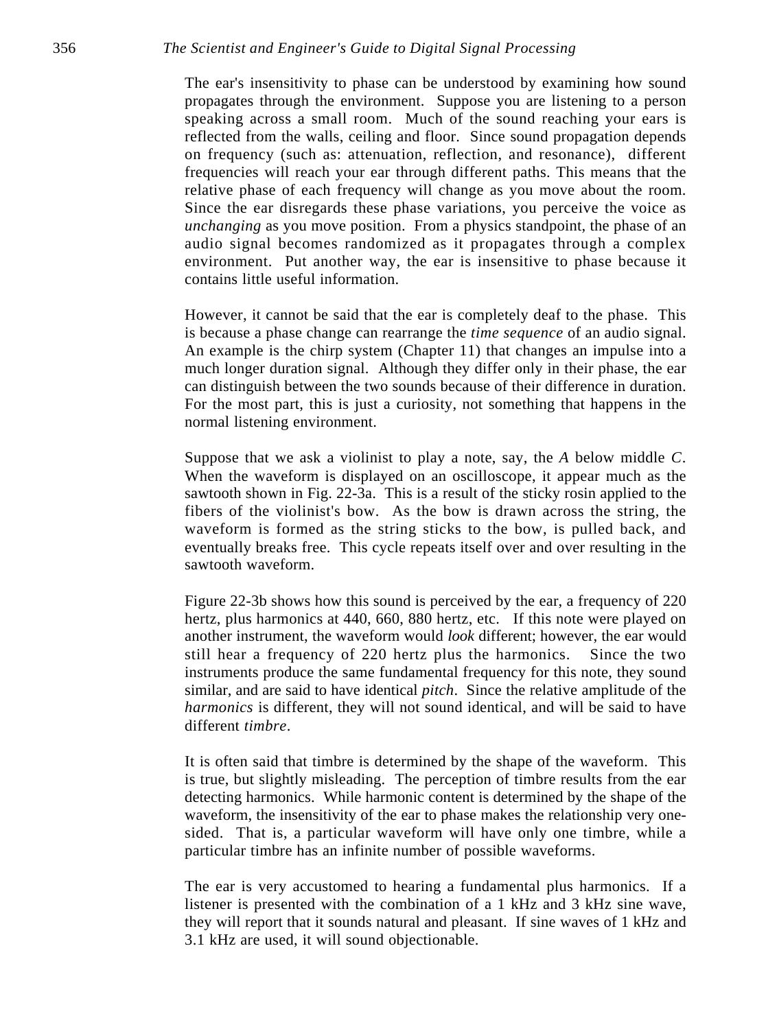The ear's insensitivity to phase can be understood by examining how sound propagates through the environment. Suppose you are listening to a person speaking across a small room. Much of the sound reaching your ears is reflected from the walls, ceiling and floor. Since sound propagation depends on frequency (such as: attenuation, reflection, and resonance), different frequencies will reach your ear through different paths. This means that the relative phase of each frequency will change as you move about the room. Since the ear disregards these phase variations, you perceive the voice as *unchanging* as you move position. From a physics standpoint, the phase of an audio signal becomes randomized as it propagates through a complex environment. Put another way, the ear is insensitive to phase because it contains little useful information.

However, it cannot be said that the ear is completely deaf to the phase. This is because a phase change can rearrange the *time sequence* of an audio signal. An example is the chirp system (Chapter 11) that changes an impulse into a much longer duration signal. Although they differ only in their phase, the ear can distinguish between the two sounds because of their difference in duration. For the most part, this is just a curiosity, not something that happens in the normal listening environment.

Suppose that we ask a violinist to play a note, say, the *A* below middle *C*. When the waveform is displayed on an oscilloscope, it appear much as the sawtooth shown in Fig. 22-3a. This is a result of the sticky rosin applied to the fibers of the violinist's bow. As the bow is drawn across the string, the waveform is formed as the string sticks to the bow, is pulled back, and eventually breaks free. This cycle repeats itself over and over resulting in the sawtooth waveform.

Figure 22-3b shows how this sound is perceived by the ear, a frequency of 220 hertz, plus harmonics at 440, 660, 880 hertz, etc. If this note were played on another instrument, the waveform would *look* different; however, the ear would still hear a frequency of 220 hertz plus the harmonics. Since the two instruments produce the same fundamental frequency for this note, they sound similar, and are said to have identical *pitch*. Since the relative amplitude of the *harmonics* is different, they will not sound identical, and will be said to have different *timbre*.

It is often said that timbre is determined by the shape of the waveform. This is true, but slightly misleading. The perception of timbre results from the ear detecting harmonics. While harmonic content is determined by the shape of the waveform, the insensitivity of the ear to phase makes the relationship very one-sided. That is, a particular waveform will have only one timbre, while a particular timbre has an infinite number of possible waveforms.

The ear is very accustomed to hearing a fundamental plus harmonics. If a listener is presented with the combination of a 1 kHz and 3 kHz sine wave, they will report that it sounds natural and pleasant. If sine waves of 1 kHz and 3.1 kHz are used, it will sound objectionable.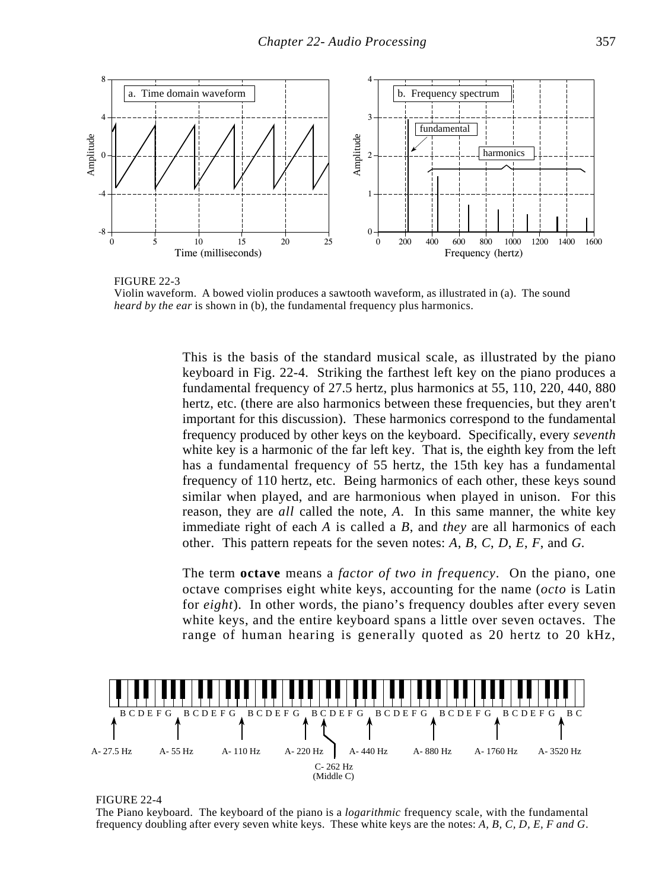FIGURE 22-3
Violin waveform. A bowed violin produces a sawtooth waveform, as illustrated in (a). The sound *heard by the ear* is shown in (b), the fundamental frequency plus harmonics.

This is the basis of the standard musical scale, as illustrated by the piano keyboard in Fig. 22-4. Striking the farthest left key on the piano produces a fundamental frequency of 27.5 hertz, plus harmonics at 55, 110, 220, 440, 880 hertz, etc. (there are also harmonics between these frequencies, but they aren't important for this discussion). These harmonics correspond to the fundamental frequency produced by other keys on the keyboard. Specifically, every *seventh* white key is a harmonic of the far left key. That is, the eighth key from the left has a fundamental frequency of 55 hertz, the 15th key has a fundamental frequency of 110 hertz, etc. Being harmonics of each other, these keys sound similar when played, and are harmonious when played in unison. For this reason, they are *all* called the note, *A*. In this same manner, the white key immediate right of each *A* is called a *B*, and *they* are all harmonics of each other. This pattern repeats for the seven notes: *A*, *B*, *C*, *D*, *E*, *F*, and *G*.

The term **octave** means a *factor of two in frequency*. On the piano, one octave comprises eight white keys, accounting for the name (*octo* is Latin for *eight*). In other words, the piano's frequency doubles after every seven white keys, and the entire keyboard spans a little over seven octaves. The range of human hearing is generally quoted as 20 hertz to 20 kHz,

FIGURE 22-4
The Piano keyboard. The keyboard of the piano is a *logarithmic* frequency scale, with the fundamental frequency doubling after every seven white keys. These white keys are the notes: *A, B, C, D, E, F and G*.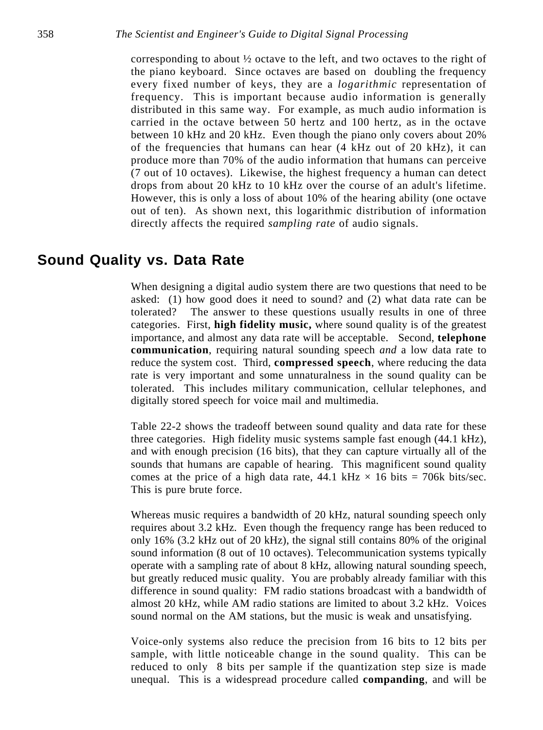corresponding to about ½ octave to the left, and two octaves to the right of the piano keyboard. Since octaves are based on doubling the frequency every fixed number of keys, they are a *logarithmic* representation of frequency. This is important because audio information is generally distributed in this same way. For example, as much audio information is carried in the octave between 50 hertz and 100 hertz, as in the octave between 10 kHz and 20 kHz. Even though the piano only covers about 20% of the frequencies that humans can hear (4 kHz out of 20 kHz), it can produce more than 70% of the audio information that humans can perceive (7 out of 10 octaves). Likewise, the highest frequency a human can detect drops from about 20 kHz to 10 kHz over the course of an adult's lifetime. However, this is only a loss of about 10% of the hearing ability (one octave out of ten). As shown next, this logarithmic distribution of information directly affects the required *sampling rate* of audio signals.

## Sound Quality vs. Data Rate

When designing a digital audio system there are two questions that need to be asked: (1) how good does it need to sound? and (2) what data rate can be tolerated? The answer to these questions usually results in one of three categories. First, **high fidelity music,** where sound quality is of the greatest importance, and almost any data rate will be acceptable. Second, **telephone communication**, requiring natural sounding speech *and* a low data rate to reduce the system cost. Third, **compressed speech**, where reducing the data rate is very important and some unnaturalness in the sound quality can be tolerated. This includes military communication, cellular telephones, and digitally stored speech for voice mail and multimedia.

Table 22-2 shows the tradeoff between sound quality and data rate for these three categories. High fidelity music systems sample fast enough (44.1 kHz), and with enough precision (16 bits), that they can capture virtually all of the sounds that humans are capable of hearing. This magnificent sound quality comes at the price of a high data rate, 44.1 kHz × 16 bits = 706k bits/sec. This is pure brute force.

Whereas music requires a bandwidth of 20 kHz, natural sounding speech only requires about 3.2 kHz. Even though the frequency range has been reduced to only 16% (3.2 kHz out of 20 kHz), the signal still contains 80% of the original sound information (8 out of 10 octaves). Telecommunication systems typically operate with a sampling rate of about 8 kHz, allowing natural sounding speech, but greatly reduced music quality. You are probably already familiar with this difference in sound quality: FM radio stations broadcast with a bandwidth of almost 20 kHz, while AM radio stations are limited to about 3.2 kHz. Voices sound normal on the AM stations, but the music is weak and unsatisfying.

Voice-only systems also reduce the precision from 16 bits to 12 bits per sample, with little noticeable change in the sound quality. This can be reduced to only 8 bits per sample if the quantization step size is made unequal. This is a widespread procedure called **companding**, and will be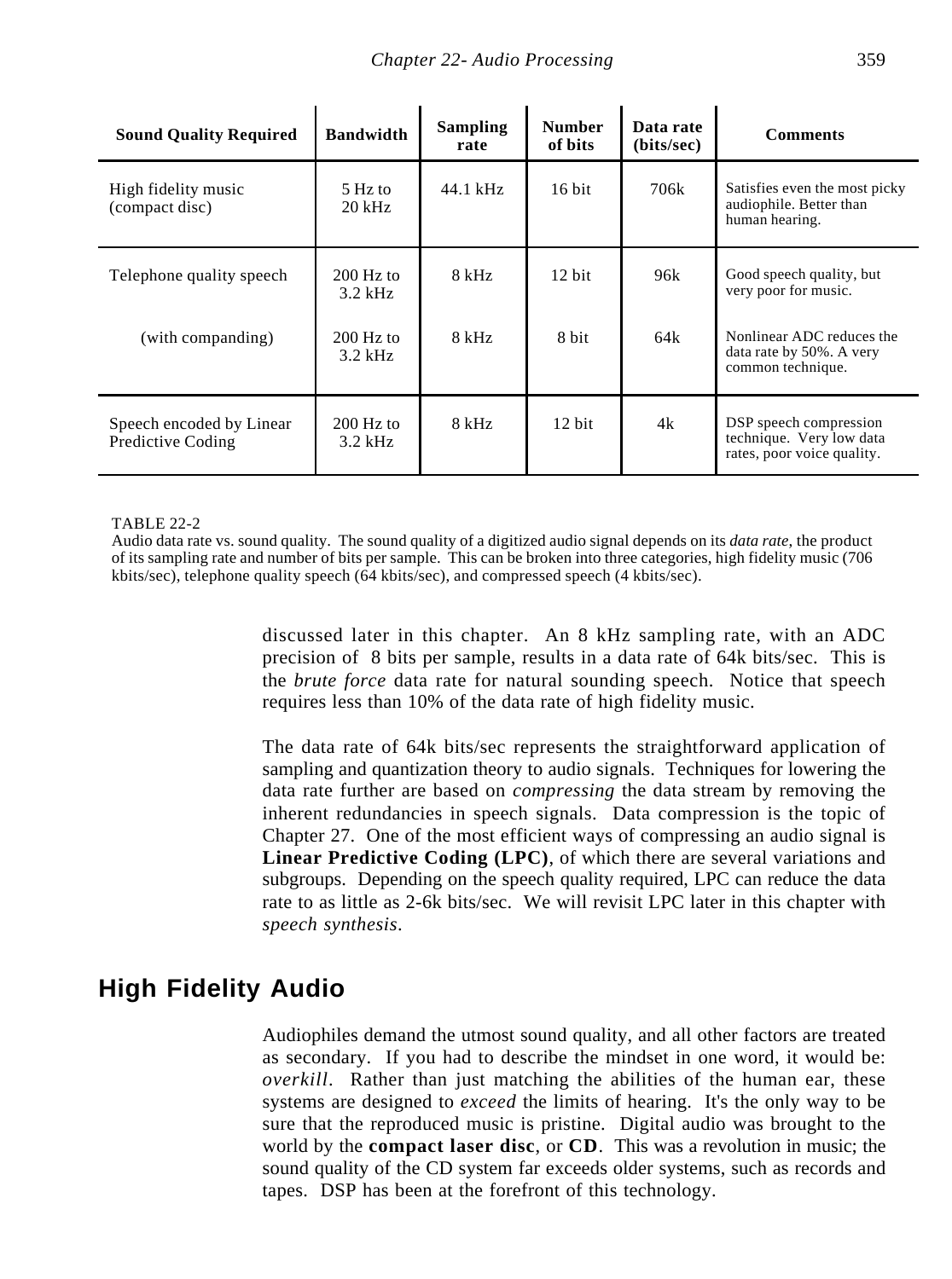| Sound Quality Required | Bandwidth | Sampling rate | Number of bits | Data rate (bits/sec) | Comments |
|---|---|---|---|---|---|
| High fidelity music (compact disc) | 5 Hz to 20 kHz | 44.1 kHz | 16 bit | 706k | Satisfies even the most picky audiophile. Better than human hearing. |
| Telephone quality speech | 200 Hz to 3.2 kHz | 8 kHz | 12 bit | 96k | Good speech quality, but very poor for music. |
| (with companding) | 200 Hz to 3.2 kHz | 8 kHz | 8 bit | 64k | Nonlinear ADC reduces the data rate by 50%. A very common technique. |
| Speech encoded by Linear Predictive Coding | 200 Hz to 3.2 kHz | 8 kHz | 12 bit | 4k | DSP speech compression technique. Very low data rates, poor voice quality. |

TABLE 22-2
Audio data rate vs. sound quality. The sound quality of a digitized audio signal depends on its *data rate*, the product of its sampling rate and number of bits per sample. This can be broken into three categories, high fidelity music (706 kbits/sec), telephone quality speech (64 kbits/sec), and compressed speech (4 kbits/sec).

discussed later in this chapter. An 8 kHz sampling rate, with an ADC precision of 8 bits per sample, results in a data rate of 64k bits/sec. This is the *brute force* data rate for natural sounding speech. Notice that speech requires less than 10% of the data rate of high fidelity music.

The data rate of 64k bits/sec represents the straightforward application of sampling and quantization theory to audio signals. Techniques for lowering the data rate further are based on *compressing* the data stream by removing the inherent redundancies in speech signals. Data compression is the topic of Chapter 27. One of the most efficient ways of compressing an audio signal is **Linear Predictive Coding (LPC)**, of which there are several variations and subgroups. Depending on the speech quality required, LPC can reduce the data rate to as little as 2-6k bits/sec. We will revisit LPC later in this chapter with *speech synthesis*.

## High Fidelity Audio

Audiophiles demand the utmost sound quality, and all other factors are treated as secondary. If you had to describe the mindset in one word, it would be: *overkill*. Rather than just matching the abilities of the human ear, these systems are designed to *exceed* the limits of hearing. It's the only way to be sure that the reproduced music is pristine. Digital audio was brought to the world by the **compact laser disc**, or **CD**. This was a revolution in music; the sound quality of the CD system far exceeds older systems, such as records and tapes. DSP has been at the forefront of this technology.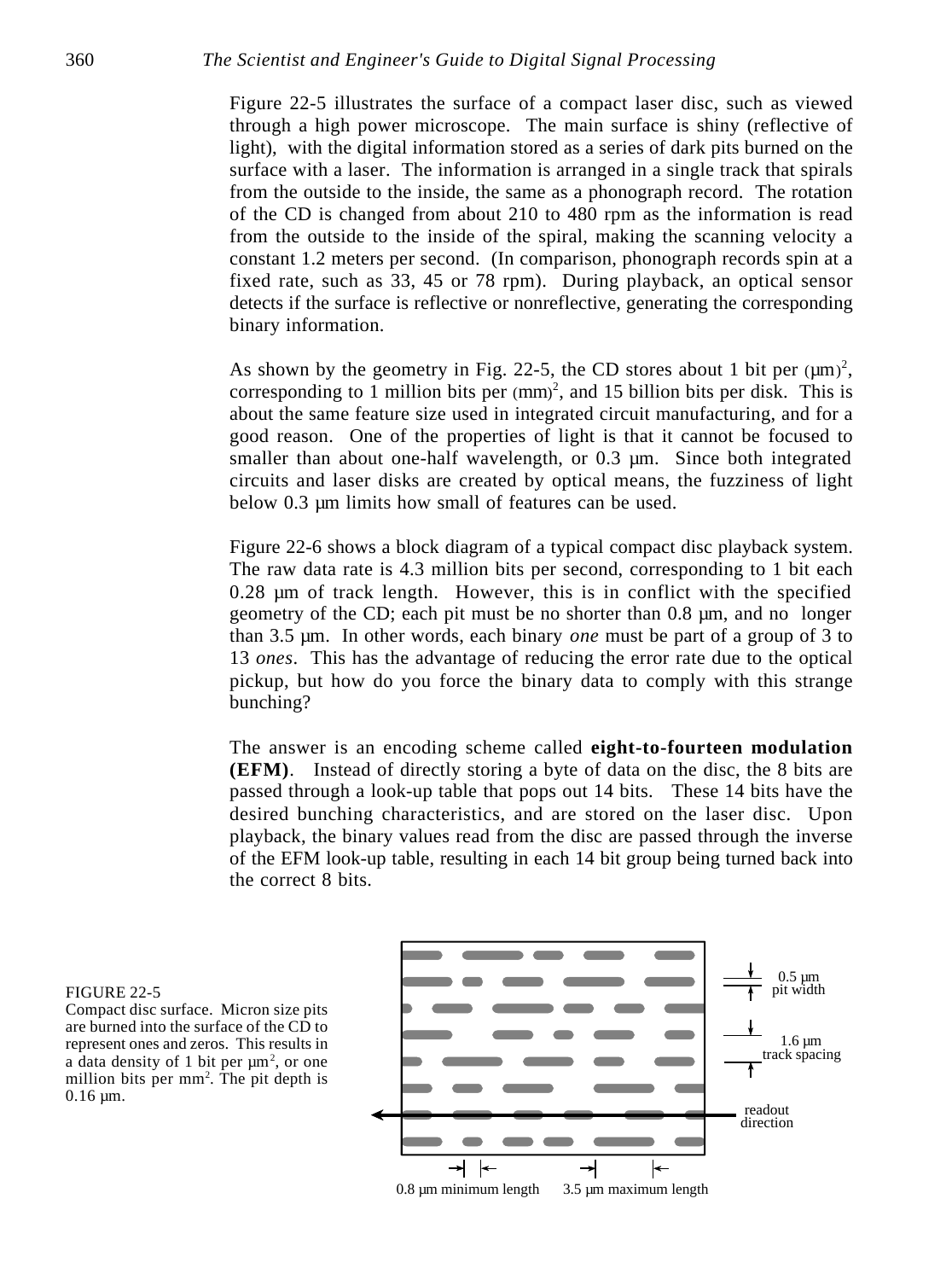Figure 22-5 illustrates the surface of a compact laser disc, such as viewed through a high power microscope. The main surface is shiny (reflective of light), with the digital information stored as a series of dark pits burned on the surface with a laser. The information is arranged in a single track that spirals from the outside to the inside, the same as a phonograph record. The rotation of the CD is changed from about 210 to 480 rpm as the information is read from the outside to the inside of the spiral, making the scanning velocity a constant 1.2 meters per second. (In comparison, phonograph records spin at a fixed rate, such as 33, 45 or 78 rpm). During playback, an optical sensor detects if the surface is reflective or nonreflective, generating the corresponding binary information.

As shown by the geometry in Fig. 22-5, the CD stores about 1 bit per $(\mu m)^2$, corresponding to 1 million bits per $(mm)^2$, and 15 billion bits per disk. This is about the same feature size used in integrated circuit manufacturing, and for a good reason. One of the properties of light is that it cannot be focused to smaller than about one-half wavelength, or 0.3 µm. Since both integrated circuits and laser disks are created by optical means, the fuzziness of light below 0.3 µm limits how small of features can be used.

Figure 22-6 shows a block diagram of a typical compact disc playback system. The raw data rate is 4.3 million bits per second, corresponding to 1 bit each 0.28 µm of track length. However, this is in conflict with the specified geometry of the CD; each pit must be no shorter than 0.8 µm, and no longer than 3.5 µm. In other words, each binary *one* must be part of a group of 3 to 13 *ones*. This has the advantage of reducing the error rate due to the optical pickup, but how do you force the binary data to comply with this strange bunching?

The answer is an encoding scheme called **eight-to-fourteen modulation (EFM)**. Instead of directly storing a byte of data on the disc, the 8 bits are passed through a look-up table that pops out 14 bits. These 14 bits have the desired bunching characteristics, and are stored on the laser disc. Upon playback, the binary values read from the disc are passed through the inverse of the EFM look-up table, resulting in each 14 bit group being turned back into the correct 8 bits.

FIGURE 22-5
Compact disc surface. Micron size pits are burned into the surface of the CD to represent ones and zeros. This results in a data density of 1 bit per $\mu m^2$, or one million bits per $mm^2$. The pit depth is 0.16 µm.

0.5 µm pit width

1.6 µm track spacing

readout direction

0.8 µm minimum length 3.5 µm maximum length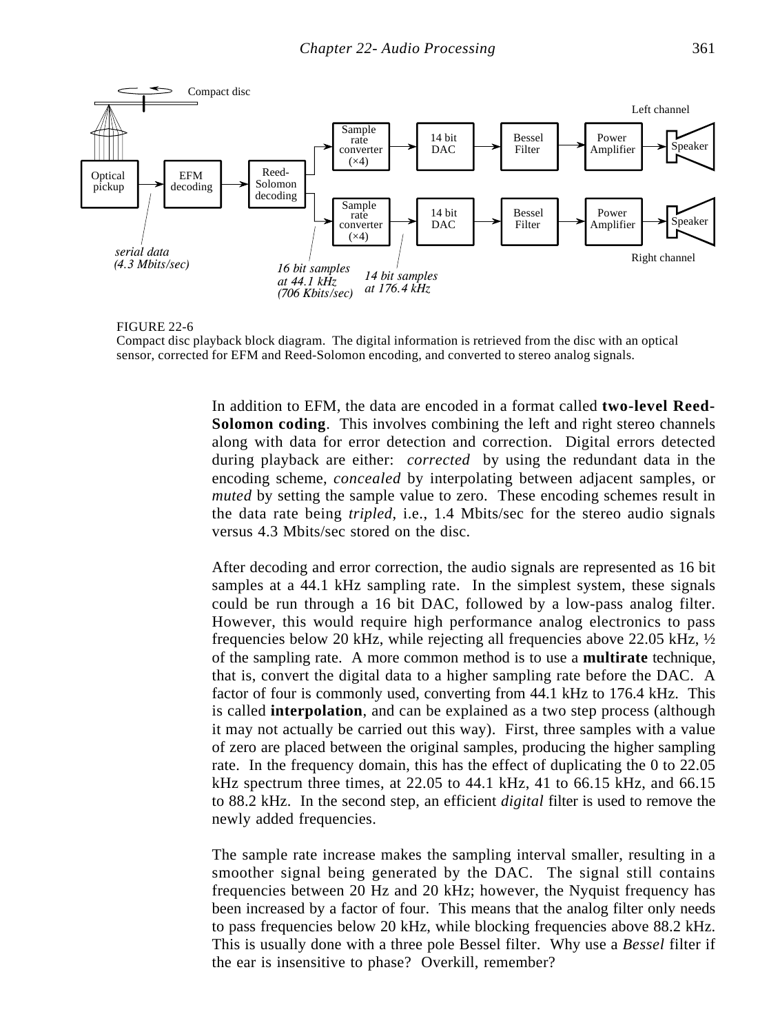FIGURE 22-6
Compact disc playback block diagram. The digital information is retrieved from the disc with an optical sensor, corrected for EFM and Reed-Solomon encoding, and converted to stereo analog signals.

In addition to EFM, the data are encoded in a format called **two-level Reed-Solomon coding**. This involves combining the left and right stereo channels along with data for error detection and correction. Digital errors detected during playback are either: *corrected* by using the redundant data in the encoding scheme, *concealed* by interpolating between adjacent samples, or *muted* by setting the sample value to zero. These encoding schemes result in the data rate being *tripled*, i.e., 1.4 Mbits/sec for the stereo audio signals versus 4.3 Mbits/sec stored on the disc.

After decoding and error correction, the audio signals are represented as 16 bit samples at a 44.1 kHz sampling rate. In the simplest system, these signals could be run through a 16 bit DAC, followed by a low-pass analog filter. However, this would require high performance analog electronics to pass frequencies below 20 kHz, while rejecting all frequencies above 22.05 kHz, ½ of the sampling rate. A more common method is to use a **multirate** technique, that is, convert the digital data to a higher sampling rate before the DAC. A factor of four is commonly used, converting from 44.1 kHz to 176.4 kHz. This is called **interpolation**, and can be explained as a two step process (although it may not actually be carried out this way). First, three samples with a value of zero are placed between the original samples, producing the higher sampling rate. In the frequency domain, this has the effect of duplicating the 0 to 22.05 kHz spectrum three times, at 22.05 to 44.1 kHz, 41 to 66.15 kHz, and 66.15 to 88.2 kHz. In the second step, an efficient *digital* filter is used to remove the newly added frequencies.

The sample rate increase makes the sampling interval smaller, resulting in a smoother signal being generated by the DAC. The signal still contains frequencies between 20 Hz and 20 kHz; however, the Nyquist frequency has been increased by a factor of four. This means that the analog filter only needs to pass frequencies below 20 kHz, while blocking frequencies above 88.2 kHz. This is usually done with a three pole Bessel filter. Why use a *Bessel* filter if the ear is insensitive to phase? Overkill, remember?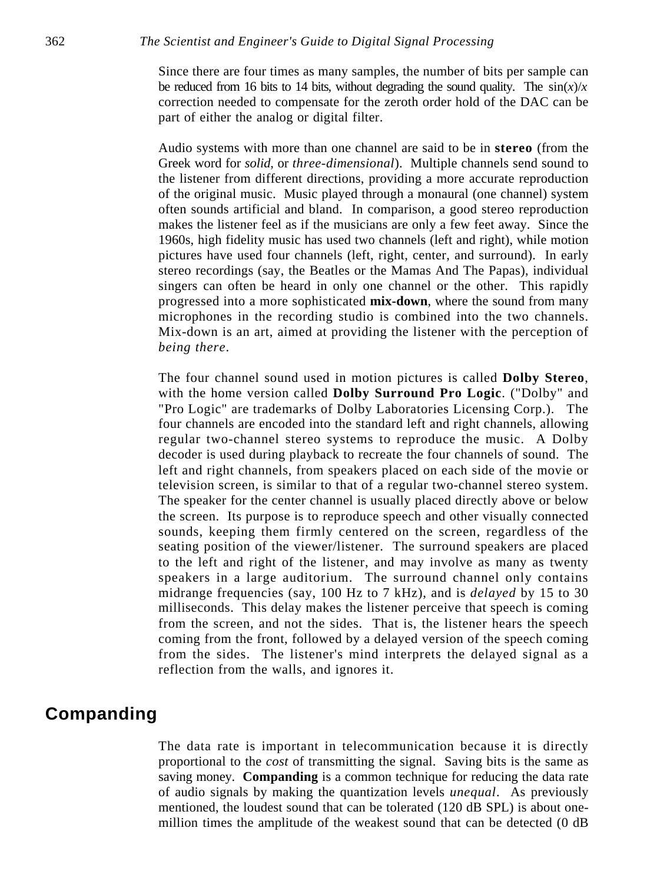Since there are four times as many samples, the number of bits per sample can be reduced from 16 bits to 14 bits, without degrading the sound quality. The $\sin(x)/x$ correction needed to compensate for the zeroth order hold of the DAC can be part of either the analog or digital filter.

Audio systems with more than one channel are said to be in **stereo** (from the Greek word for *solid*, or *three-dimensional*). Multiple channels send sound to the listener from different directions, providing a more accurate reproduction of the original music. Music played through a monaural (one channel) system often sounds artificial and bland. In comparison, a good stereo reproduction makes the listener feel as if the musicians are only a few feet away. Since the 1960s, high fidelity music has used two channels (left and right), while motion pictures have used four channels (left, right, center, and surround). In early stereo recordings (say, the Beatles or the Mamas And The Papas), individual singers can often be heard in only one channel or the other. This rapidly progressed into a more sophisticated **mix-down**, where the sound from many microphones in the recording studio is combined into the two channels. Mix-down is an art, aimed at providing the listener with the perception of *being there*.

The four channel sound used in motion pictures is called **Dolby Stereo**, with the home version called **Dolby Surround Pro Logic**. ("Dolby" and "Pro Logic" are trademarks of Dolby Laboratories Licensing Corp.). The four channels are encoded into the standard left and right channels, allowing regular two-channel stereo systems to reproduce the music. A Dolby decoder is used during playback to recreate the four channels of sound. The left and right channels, from speakers placed on each side of the movie or television screen, is similar to that of a regular two-channel stereo system. The speaker for the center channel is usually placed directly above or below the screen. Its purpose is to reproduce speech and other visually connected sounds, keeping them firmly centered on the screen, regardless of the seating position of the viewer/listener. The surround speakers are placed to the left and right of the listener, and may involve as many as twenty speakers in a large auditorium. The surround channel only contains midrange frequencies (say, 100 Hz to 7 kHz), and is *delayed* by 15 to 30 milliseconds. This delay makes the listener perceive that speech is coming from the screen, and not the sides. That is, the listener hears the speech coming from the front, followed by a delayed version of the speech coming from the sides. The listener's mind interprets the delayed signal as a reflection from the walls, and ignores it.

## Companding

The data rate is important in telecommunication because it is directly proportional to the *cost* of transmitting the signal. Saving bits is the same as saving money. **Companding** is a common technique for reducing the data rate of audio signals by making the quantization levels *unequal*. As previously mentioned, the loudest sound that can be tolerated (120 dB SPL) is about one-million times the amplitude of the weakest sound that can be detected (0 dB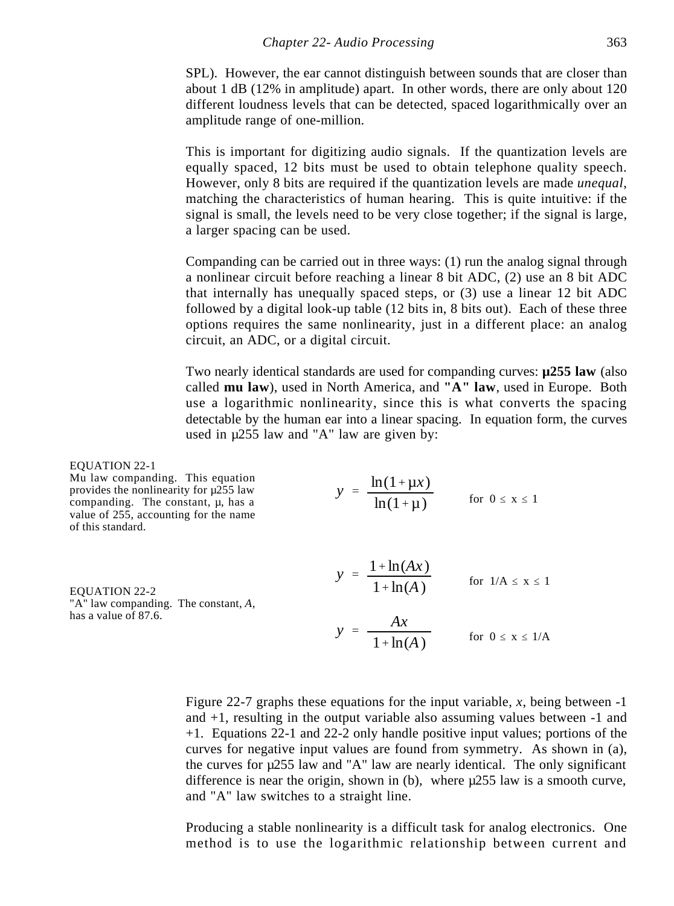SPL). However, the ear cannot distinguish between sounds that are closer than about 1 dB (12% in amplitude) apart. In other words, there are only about 120 different loudness levels that can be detected, spaced logarithmically over an amplitude range of one-million.

This is important for digitizing audio signals. If the quantization levels are equally spaced, 12 bits must be used to obtain telephone quality speech. However, only 8 bits are required if the quantization levels are made *unequal*, matching the characteristics of human hearing. This is quite intuitive: if the signal is small, the levels need to be very close together; if the signal is large, a larger spacing can be used.

Companding can be carried out in three ways: (1) run the analog signal through a nonlinear circuit before reaching a linear 8 bit ADC, (2) use an 8 bit ADC that internally has unequally spaced steps, or (3) use a linear 12 bit ADC followed by a digital look-up table (12 bits in, 8 bits out). Each of these three options requires the same nonlinearity, just in a different place: an analog circuit, an ADC, or a digital circuit.

Two nearly identical standards are used for companding curves: **µ255 law** (also called **mu law**), used in North America, and **"A" law**, used in Europe. Both use a logarithmic nonlinearity, since this is what converts the spacing detectable by the human ear into a linear spacing. In equation form, the curves used in µ255 law and "A" law are given by:

EQUATION 22-1
Mu law companding. This equation provides the nonlinearity for µ255 law companding. The constant, µ, has a value of 255, accounting for the name of this standard.

$$y = \frac{\ln(1 + \mu x)}{\ln(1 + \mu)} \qquad \text{for } 0 \le x \le 1$$

EQUATION 22-2
"A" law companding. The constant, *A*, has a value of 87.6.

$$y = \frac{1 + \ln(Ax)}{1 + \ln(A)} \qquad \text{for } 1/A \le x \le 1$$

$$y = \frac{Ax}{1 + \ln(A)} \qquad \text{for } 0 \le x \le 1/A$$

Figure 22-7 graphs these equations for the input variable, *x*, being between -1 and +1, resulting in the output variable also assuming values between -1 and +1. Equations 22-1 and 22-2 only handle positive input values; portions of the curves for negative input values are found from symmetry. As shown in (a), the curves for µ255 law and "A" law are nearly identical. The only significant difference is near the origin, shown in (b), where µ255 law is a smooth curve, and "A" law switches to a straight line.

Producing a stable nonlinearity is a difficult task for analog electronics. One method is to use the logarithmic relationship between current and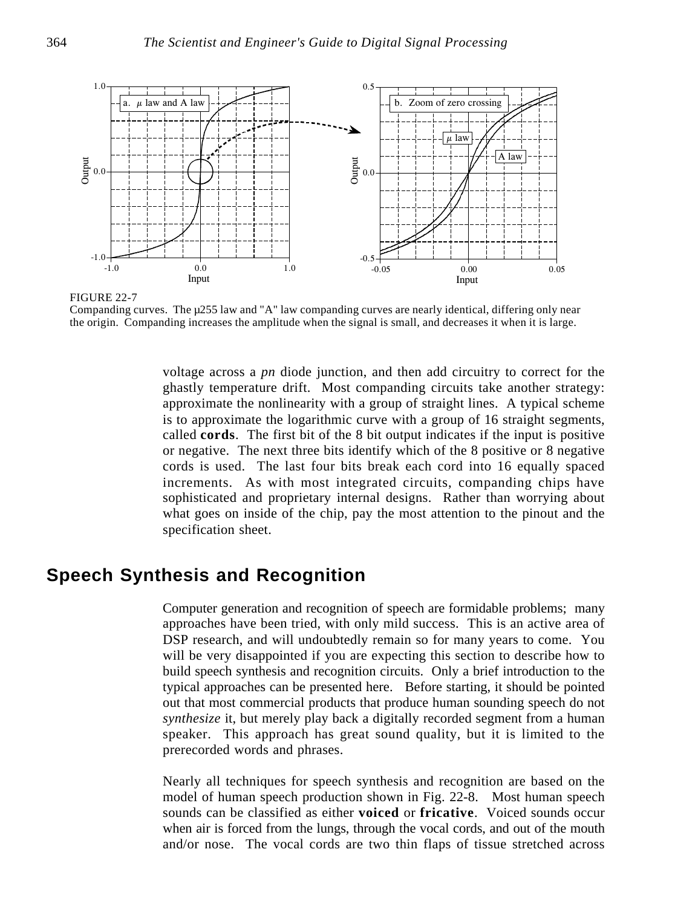a. μ law and A law

1.0

0.0

-1.0

Output

-1.0

0.0

1.0

Input

b. Zoom of zero crossing

0.5

0.0

-0.5

Output

-0.05

0.00

0.05

Input

μ law

A law

FIGURE 22-7
Companding curves. The μ255 law and "A" law companding curves are nearly identical, differing only near the origin. Companding increases the amplitude when the signal is small, and decreases it when it is large.

voltage across a *pn* diode junction, and then add circuitry to correct for the ghastly temperature drift. Most companding circuits take another strategy: approximate the nonlinearity with a group of straight lines. A typical scheme is to approximate the logarithmic curve with a group of 16 straight segments, called **cords**. The first bit of the 8 bit output indicates if the input is positive or negative. The next three bits identify which of the 8 positive or 8 negative cords is used. The last four bits break each cord into 16 equally spaced increments. As with most integrated circuits, companding chips have sophisticated and proprietary internal designs. Rather than worrying about what goes on inside of the chip, pay the most attention to the pinout and the specification sheet.

## Speech Synthesis and Recognition

Computer generation and recognition of speech are formidable problems; many approaches have been tried, with only mild success. This is an active area of DSP research, and will undoubtedly remain so for many years to come. You will be very disappointed if you are expecting this section to describe how to build speech synthesis and recognition circuits. Only a brief introduction to the typical approaches can be presented here. Before starting, it should be pointed out that most commercial products that produce human sounding speech do not *synthesize* it, but merely play back a digitally recorded segment from a human speaker. This approach has great sound quality, but it is limited to the prerecorded words and phrases.

Nearly all techniques for speech synthesis and recognition are based on the model of human speech production shown in Fig. 22-8. Most human speech sounds can be classified as either **voiced** or **fricative**. Voiced sounds occur when air is forced from the lungs, through the vocal cords, and out of the mouth and/or nose. The vocal cords are two thin flaps of tissue stretched across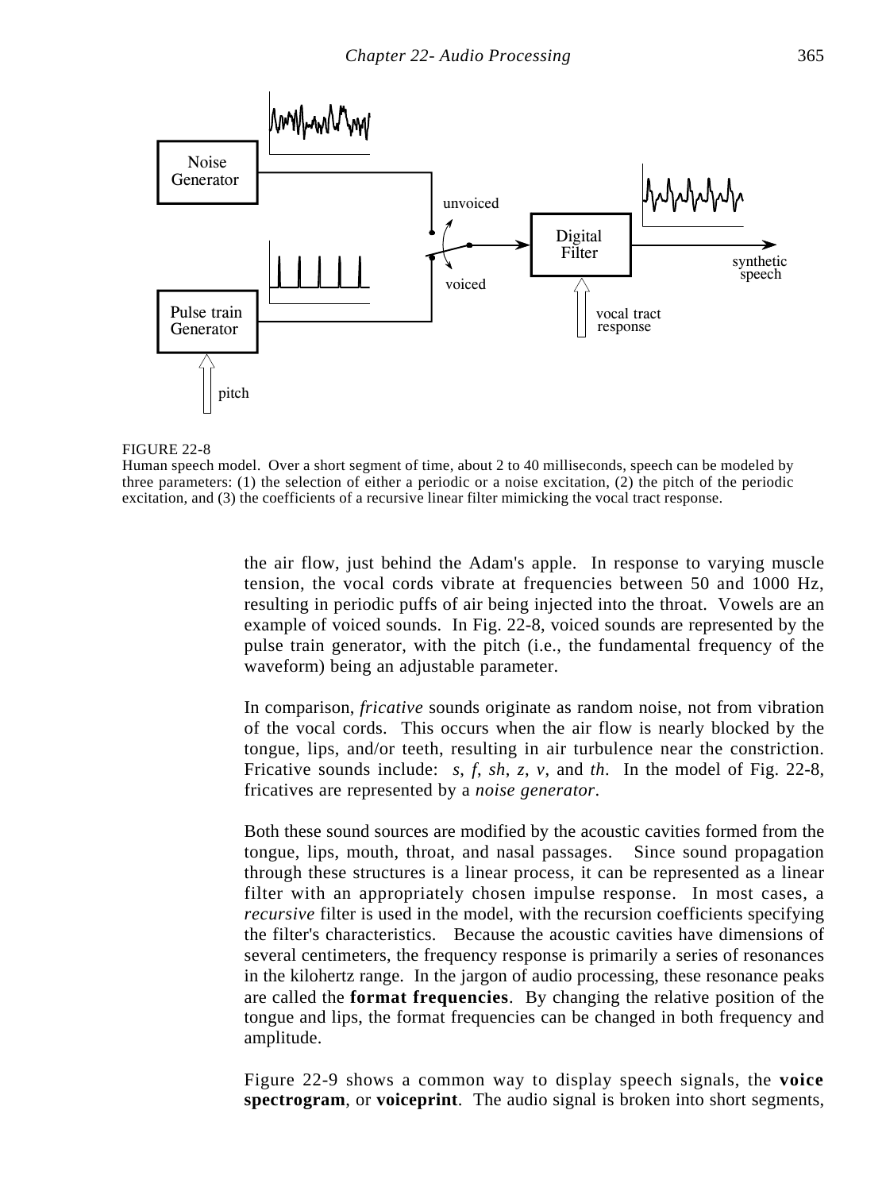FIGURE 22-8
Human speech model. Over a short segment of time, about 2 to 40 milliseconds, speech can be modeled by three parameters: (1) the selection of either a periodic or a noise excitation, (2) the pitch of the periodic excitation, and (3) the coefficients of a recursive linear filter mimicking the vocal tract response.

the air flow, just behind the Adam's apple. In response to varying muscle tension, the vocal cords vibrate at frequencies between 50 and 1000 Hz, resulting in periodic puffs of air being injected into the throat. Vowels are an example of voiced sounds. In Fig. 22-8, voiced sounds are represented by the pulse train generator, with the pitch (i.e., the fundamental frequency of the waveform) being an adjustable parameter.

In comparison, *fricative* sounds originate as random noise, not from vibration of the vocal cords. This occurs when the air flow is nearly blocked by the tongue, lips, and/or teeth, resulting in air turbulence near the constriction. Fricative sounds include: *s*, *f*, *sh*, *z*, *v*, and *th*. In the model of Fig. 22-8, fricatives are represented by a *noise generator*.

Both these sound sources are modified by the acoustic cavities formed from the tongue, lips, mouth, throat, and nasal passages. Since sound propagation through these structures is a linear process, it can be represented as a linear filter with an appropriately chosen impulse response. In most cases, a *recursive* filter is used in the model, with the recursion coefficients specifying the filter's characteristics. Because the acoustic cavities have dimensions of several centimeters, the frequency response is primarily a series of resonances in the kilohertz range. In the jargon of audio processing, these resonance peaks are called the **format frequencies**. By changing the relative position of the tongue and lips, the format frequencies can be changed in both frequency and amplitude.

Figure 22-9 shows a common way to display speech signals, the **voice spectrogram**, or **voiceprint**. The audio signal is broken into short segments,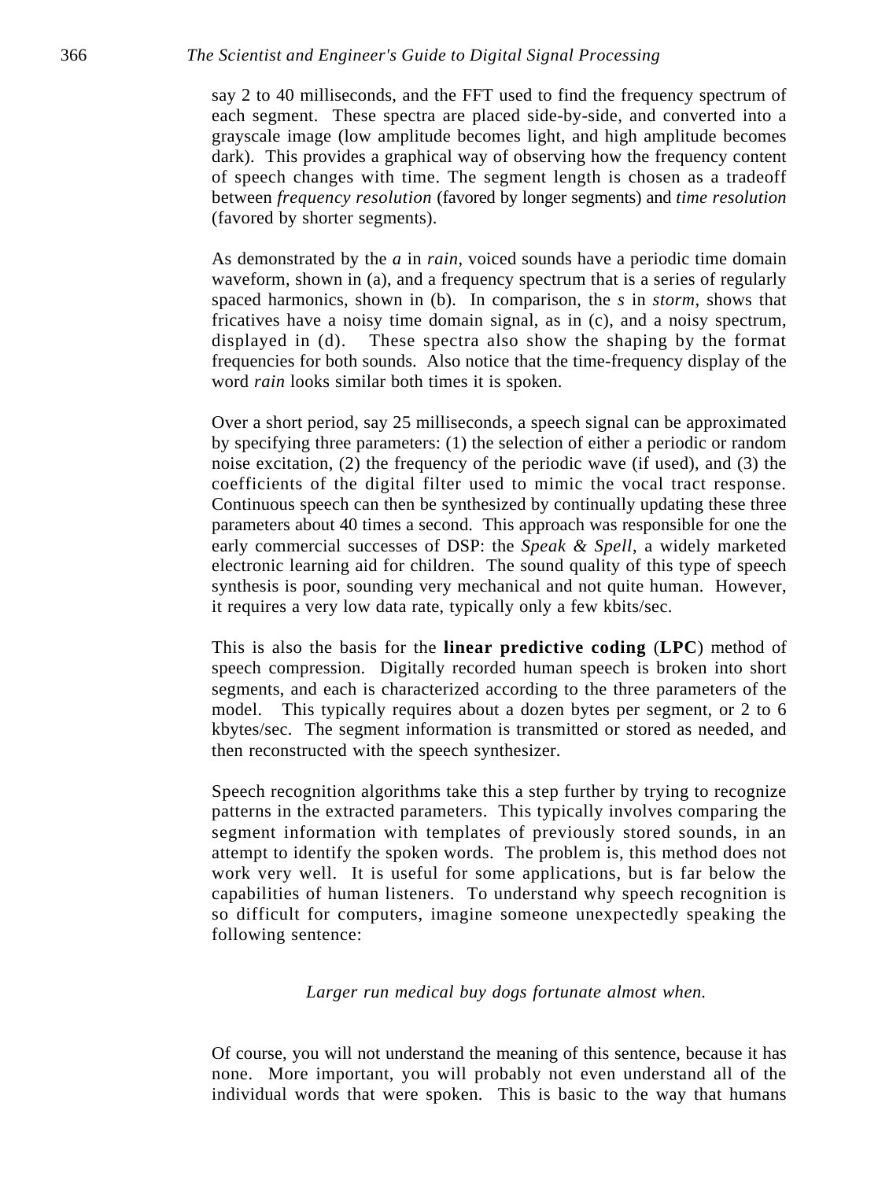say 2 to 40 milliseconds, and the FFT used to find the frequency spectrum of each segment. These spectra are placed side-by-side, and converted into a grayscale image (low amplitude becomes light, and high amplitude becomes dark). This provides a graphical way of observing how the frequency content of speech changes with time. The segment length is chosen as a tradeoff between *frequency resolution* (favored by longer segments) and *time resolution* (favored by shorter segments).

As demonstrated by the *a* in *rain*, voiced sounds have a periodic time domain waveform, shown in (a), and a frequency spectrum that is a series of regularly spaced harmonics, shown in (b). In comparison, the *s* in *storm*, shows that fricatives have a noisy time domain signal, as in (c), and a noisy spectrum, displayed in (d). These spectra also show the shaping by the format frequencies for both sounds. Also notice that the time-frequency display of the word *rain* looks similar both times it is spoken.

Over a short period, say 25 milliseconds, a speech signal can be approximated by specifying three parameters: (1) the selection of either a periodic or random noise excitation, (2) the frequency of the periodic wave (if used), and (3) the coefficients of the digital filter used to mimic the vocal tract response. Continuous speech can then be synthesized by continually updating these three parameters about 40 times a second. This approach was responsible for one the early commercial successes of DSP: the *Speak & Spell*, a widely marketed electronic learning aid for children. The sound quality of this type of speech synthesis is poor, sounding very mechanical and not quite human. However, it requires a very low data rate, typically only a few kbits/sec.

This is also the basis for the **linear predictive coding** (**LPC**) method of speech compression. Digitally recorded human speech is broken into short segments, and each is characterized according to the three parameters of the model. This typically requires about a dozen bytes per segment, or 2 to 6 kbytes/sec. The segment information is transmitted or stored as needed, and then reconstructed with the speech synthesizer.

Speech recognition algorithms take this a step further by trying to recognize patterns in the extracted parameters. This typically involves comparing the segment information with templates of previously stored sounds, in an attempt to identify the spoken words. The problem is, this method does not work very well. It is useful for some applications, but is far below the capabilities of human listeners. To understand why speech recognition is so difficult for computers, imagine someone unexpectedly speaking the following sentence:

*Larger run medical buy dogs fortunate almost when.*

Of course, you will not understand the meaning of this sentence, because it has none. More important, you will probably not even understand all of the individual words that were spoken. This is basic to the way that humans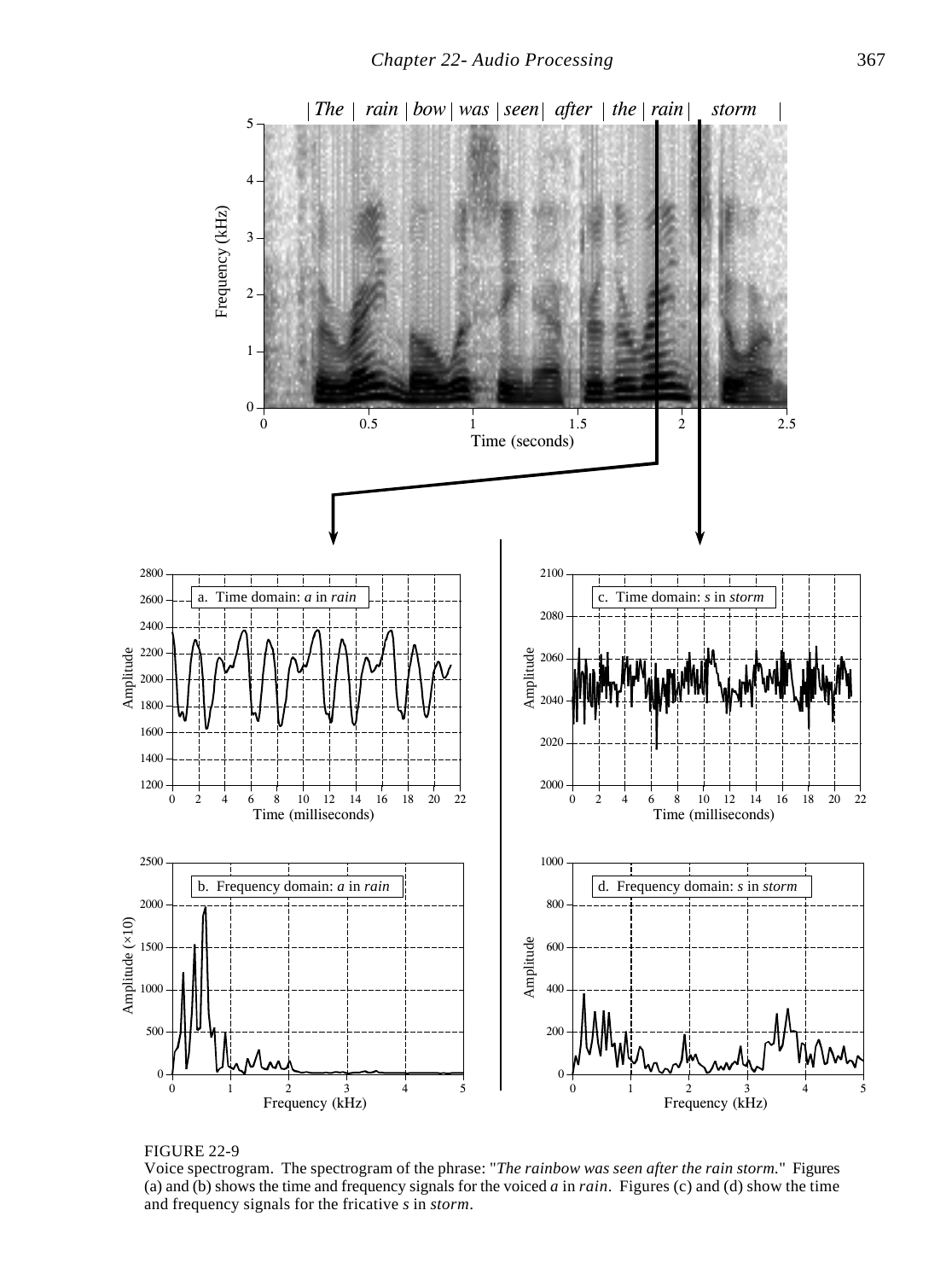FIGURE 22-9
Voice spectrogram. The spectrogram of the phrase: "*The rainbow was seen after the rain storm.*" Figures (a) and (b) shows the time and frequency signals for the voiced *a* in *rain*. Figures (c) and (d) show the time and frequency signals for the fricative *s* in *storm*.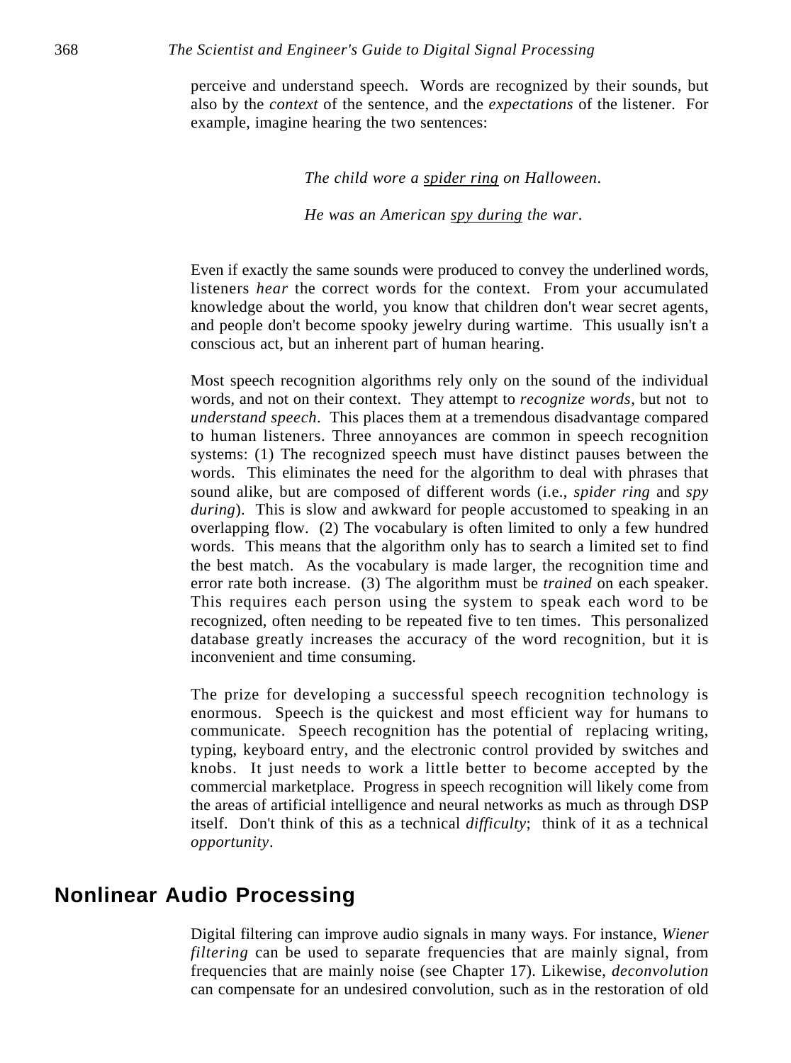perceive and understand speech. Words are recognized by their sounds, but also by the *context* of the sentence, and the *expectations* of the listener. For example, imagine hearing the two sentences:

*The child wore a <u>spider ring</u> on Halloween.*

*He was an American <u>spy during</u> the war.*

Even if exactly the same sounds were produced to convey the underlined words, listeners *hear* the correct words for the context. From your accumulated knowledge about the world, you know that children don't wear secret agents, and people don't become spooky jewelry during wartime. This usually isn't a conscious act, but an inherent part of human hearing.

Most speech recognition algorithms rely only on the sound of the individual words, and not on their context. They attempt to *recognize words*, but not to *understand speech*. This places them at a tremendous disadvantage compared to human listeners. Three annoyances are common in speech recognition systems: (1) The recognized speech must have distinct pauses between the words. This eliminates the need for the algorithm to deal with phrases that sound alike, but are composed of different words (i.e., *spider ring* and *spy during*). This is slow and awkward for people accustomed to speaking in an overlapping flow. (2) The vocabulary is often limited to only a few hundred words. This means that the algorithm only has to search a limited set to find the best match. As the vocabulary is made larger, the recognition time and error rate both increase. (3) The algorithm must be *trained* on each speaker. This requires each person using the system to speak each word to be recognized, often needing to be repeated five to ten times. This personalized database greatly increases the accuracy of the word recognition, but it is inconvenient and time consuming.

The prize for developing a successful speech recognition technology is enormous. Speech is the quickest and most efficient way for humans to communicate. Speech recognition has the potential of replacing writing, typing, keyboard entry, and the electronic control provided by switches and knobs. It just needs to work a little better to become accepted by the commercial marketplace. Progress in speech recognition will likely come from the areas of artificial intelligence and neural networks as much as through DSP itself. Don't think of this as a technical *difficulty*; think of it as a technical *opportunity*.

## Nonlinear Audio Processing

Digital filtering can improve audio signals in many ways. For instance, *Wiener filtering* can be used to separate frequencies that are mainly signal, from frequencies that are mainly noise (see Chapter 17). Likewise, *deconvolution* can compensate for an undesired convolution, such as in the restoration of old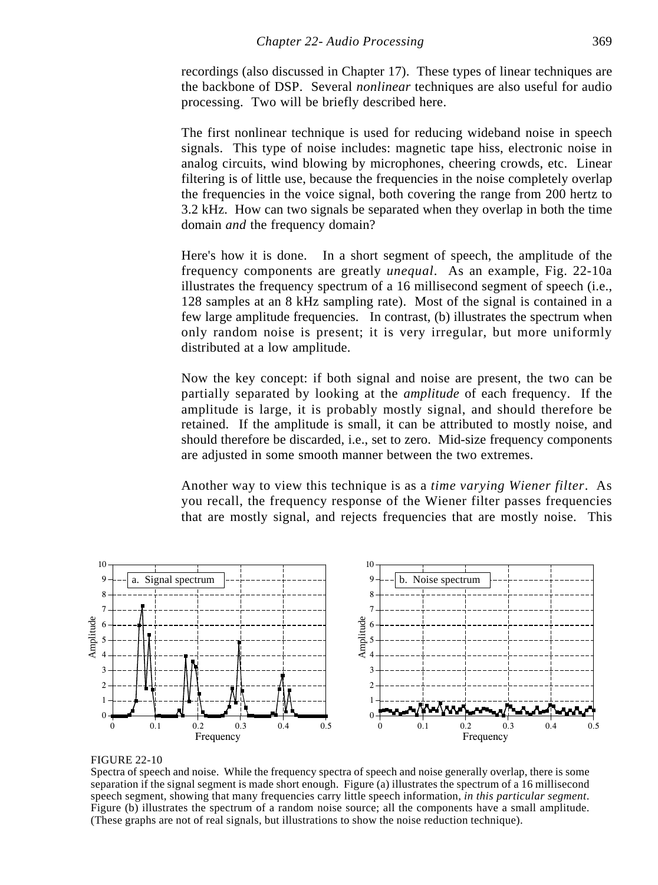recordings (also discussed in Chapter 17). These types of linear techniques are the backbone of DSP. Several *nonlinear* techniques are also useful for audio processing. Two will be briefly described here.

The first nonlinear technique is used for reducing wideband noise in speech signals. This type of noise includes: magnetic tape hiss, electronic noise in analog circuits, wind blowing by microphones, cheering crowds, etc. Linear filtering is of little use, because the frequencies in the noise completely overlap the frequencies in the voice signal, both covering the range from 200 hertz to 3.2 kHz. How can two signals be separated when they overlap in both the time domain *and* the frequency domain?

Here's how it is done. In a short segment of speech, the amplitude of the frequency components are greatly *unequal*. As an example, Fig. 22-10a illustrates the frequency spectrum of a 16 millisecond segment of speech (i.e., 128 samples at an 8 kHz sampling rate). Most of the signal is contained in a few large amplitude frequencies. In contrast, (b) illustrates the spectrum when only random noise is present; it is very irregular, but more uniformly distributed at a low amplitude.

Now the key concept: if both signal and noise are present, the two can be partially separated by looking at the *amplitude* of each frequency. If the amplitude is large, it is probably mostly signal, and should therefore be retained. If the amplitude is small, it can be attributed to mostly noise, and should therefore be discarded, i.e., set to zero. Mid-size frequency components are adjusted in some smooth manner between the two extremes.

Another way to view this technique is as a *time varying Wiener filter*. As you recall, the frequency response of the Wiener filter passes frequencies that are mostly signal, and rejects frequencies that are mostly noise. This

a. Signal spectrum

Amplitude

0
1
2
3
4
5
6
7
8
9
10

Frequency

0
0.1
0.2
0.3
0.4
0.5

b. Noise spectrum

Amplitude

0
1
2
3
4
5
6
7
8
9
10

Frequency

0
0.1
0.2
0.3
0.4
0.5

FIGURE 22-10
Spectra of speech and noise. While the frequency spectra of speech and noise generally overlap, there is some separation if the signal segment is made short enough. Figure (a) illustrates the spectrum of a 16 millisecond speech segment, showing that many frequencies carry little speech information, *in this particular segment*. Figure (b) illustrates the spectrum of a random noise source; all the components have a small amplitude. (These graphs are not of real signals, but illustrations to show the noise reduction technique).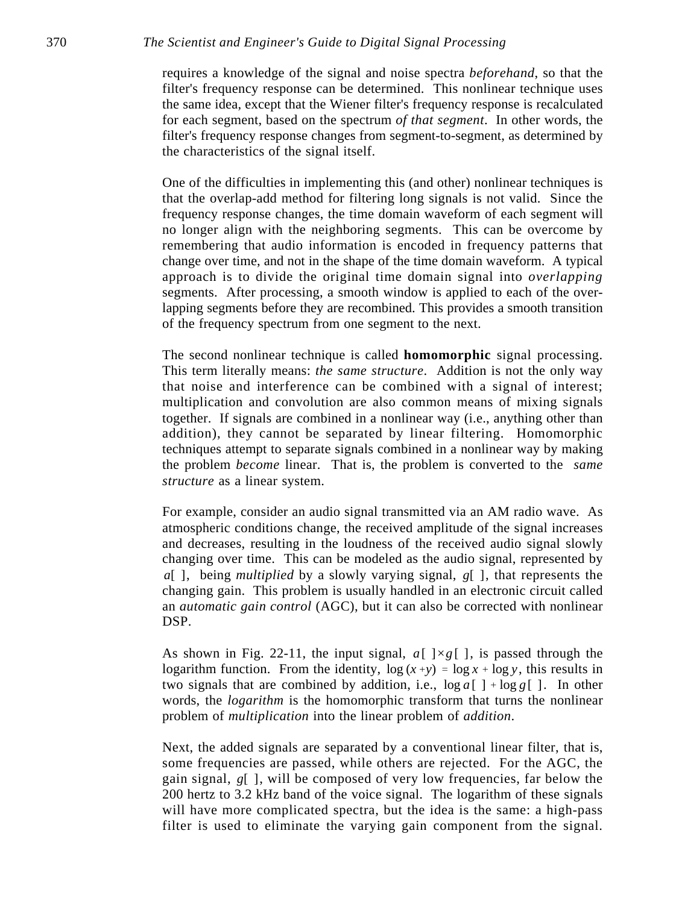requires a knowledge of the signal and noise spectra *beforehand*, so that the filter's frequency response can be determined. This nonlinear technique uses the same idea, except that the Wiener filter's frequency response is recalculated for each segment, based on the spectrum *of that segment*. In other words, the filter's frequency response changes from segment-to-segment, as determined by the characteristics of the signal itself.

One of the difficulties in implementing this (and other) nonlinear techniques is that the overlap-add method for filtering long signals is not valid. Since the frequency response changes, the time domain waveform of each segment will no longer align with the neighboring segments. This can be overcome by remembering that audio information is encoded in frequency patterns that change over time, and not in the shape of the time domain waveform. A typical approach is to divide the original time domain signal into *overlapping* segments. After processing, a smooth window is applied to each of the overlapping segments before they are recombined. This provides a smooth transition of the frequency spectrum from one segment to the next.

The second nonlinear technique is called **homomorphic** signal processing. This term literally means: *the same structure*. Addition is not the only way that noise and interference can be combined with a signal of interest; multiplication and convolution are also common means of mixing signals together. If signals are combined in a nonlinear way (i.e., anything other than addition), they cannot be separated by linear filtering. Homomorphic techniques attempt to separate signals combined in a nonlinear way by making the problem *become* linear. That is, the problem is converted to the *same structure* as a linear system.

For example, consider an audio signal transmitted via an AM radio wave. As atmospheric conditions change, the received amplitude of the signal increases and decreases, resulting in the loudness of the received audio signal slowly changing over time. This can be modeled as the audio signal, represented by $a[\ ]$, being *multiplied* by a slowly varying signal, $g[\ ]$, that represents the changing gain. This problem is usually handled in an electronic circuit called an *automatic gain control* (AGC), but it can also be corrected with nonlinear DSP.

As shown in Fig. 22-11, the input signal, $a[\ ] \times g[\ ]$, is passed through the logarithm function. From the identity, $\log(x\,y) = \log x + \log y$, this results in two signals that are combined by addition, i.e., $\log a[\ ] + \log g[\ ]$. In other words, the *logarithm* is the homomorphic transform that turns the nonlinear problem of *multiplication* into the linear problem of *addition*.

Next, the added signals are separated by a conventional linear filter, that is, some frequencies are passed, while others are rejected. For the AGC, the gain signal, $g[\ ]$, will be composed of very low frequencies, far below the 200 hertz to 3.2 kHz band of the voice signal. The logarithm of these signals will have more complicated spectra, but the idea is the same: a high-pass filter is used to eliminate the varying gain component from the signal.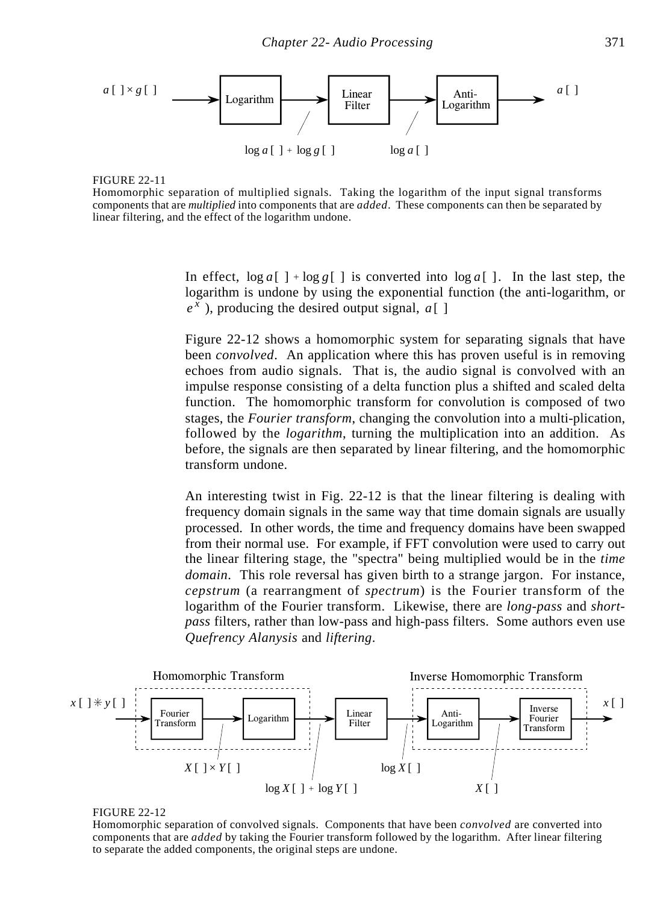FIGURE 22-11
Homomorphic separation of multiplied signals. Taking the logarithm of the input signal transforms components that are *multiplied* into components that are *added*. These components can then be separated by linear filtering, and the effect of the logarithm undone.

In effect, $\log a[\,] + \log g[\,]$ is converted into $\log a[\,]$. In the last step, the logarithm is undone by using the exponential function (the anti-logarithm, or $e^x$), producing the desired output signal, $a[\,]$

Figure 22-12 shows a homomorphic system for separating signals that have been *convolved*. An application where this has proven useful is in removing echoes from audio signals. That is, the audio signal is convolved with an impulse response consisting of a delta function plus a shifted and scaled delta function. The homomorphic transform for convolution is composed of two stages, the *Fourier transform*, changing the convolution into a multi-plication, followed by the *logarithm*, turning the multiplication into an addition. As before, the signals are then separated by linear filtering, and the homomorphic transform undone.

An interesting twist in Fig. 22-12 is that the linear filtering is dealing with frequency domain signals in the same way that time domain signals are usually processed. In other words, the time and frequency domains have been swapped from their normal use. For example, if FFT convolution were used to carry out the linear filtering stage, the "spectra" being multiplied would be in the *time domain*. This role reversal has given birth to a strange jargon. For instance, *cepstrum* (a rearrangment of *spectrum*) is the Fourier transform of the logarithm of the Fourier transform. Likewise, there are *long-pass* and *short-pass* filters, rather than low-pass and high-pass filters. Some authors even use *Quefrency Alanysis* and *liftering*.

FIGURE 22-12
Homomorphic separation of convolved signals. Components that have been *convolved* are converted into components that are *added* by taking the Fourier transform followed by the logarithm. After linear filtering to separate the added components, the original steps are undone.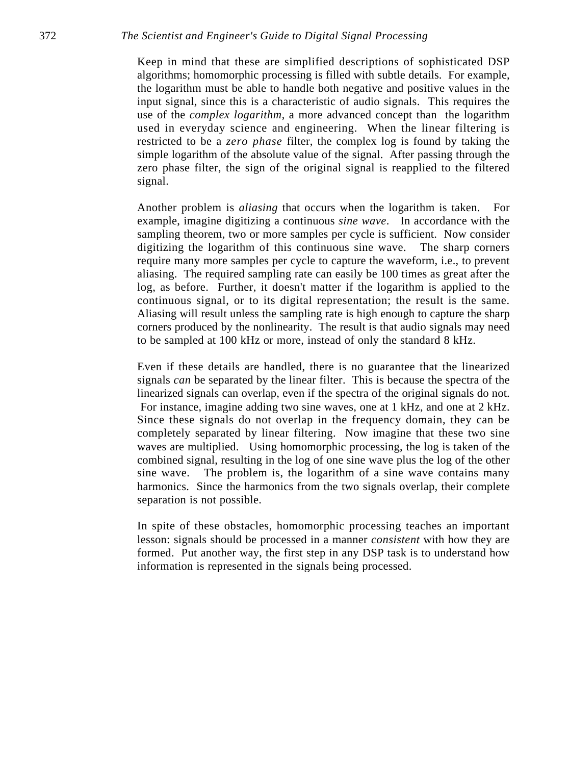Keep in mind that these are simplified descriptions of sophisticated DSP algorithms; homomorphic processing is filled with subtle details. For example, the logarithm must be able to handle both negative and positive values in the input signal, since this is a characteristic of audio signals. This requires the use of the *complex logarithm*, a more advanced concept than the logarithm used in everyday science and engineering. When the linear filtering is restricted to be a *zero phase* filter, the complex log is found by taking the simple logarithm of the absolute value of the signal. After passing through the zero phase filter, the sign of the original signal is reapplied to the filtered signal.

Another problem is *aliasing* that occurs when the logarithm is taken. For example, imagine digitizing a continuous *sine wave*. In accordance with the sampling theorem, two or more samples per cycle is sufficient. Now consider digitizing the logarithm of this continuous sine wave. The sharp corners require many more samples per cycle to capture the waveform, i.e., to prevent aliasing. The required sampling rate can easily be 100 times as great after the log, as before. Further, it doesn't matter if the logarithm is applied to the continuous signal, or to its digital representation; the result is the same. Aliasing will result unless the sampling rate is high enough to capture the sharp corners produced by the nonlinearity. The result is that audio signals may need to be sampled at 100 kHz or more, instead of only the standard 8 kHz.

Even if these details are handled, there is no guarantee that the linearized signals *can* be separated by the linear filter. This is because the spectra of the linearized signals can overlap, even if the spectra of the original signals do not. For instance, imagine adding two sine waves, one at 1 kHz, and one at 2 kHz. Since these signals do not overlap in the frequency domain, they can be completely separated by linear filtering. Now imagine that these two sine waves are multiplied. Using homomorphic processing, the log is taken of the combined signal, resulting in the log of one sine wave plus the log of the other sine wave. The problem is, the logarithm of a sine wave contains many harmonics. Since the harmonics from the two signals overlap, their complete separation is not possible.

In spite of these obstacles, homomorphic processing teaches an important lesson: signals should be processed in a manner *consistent* with how they are formed. Put another way, the first step in any DSP task is to understand how information is represented in the signals being processed.